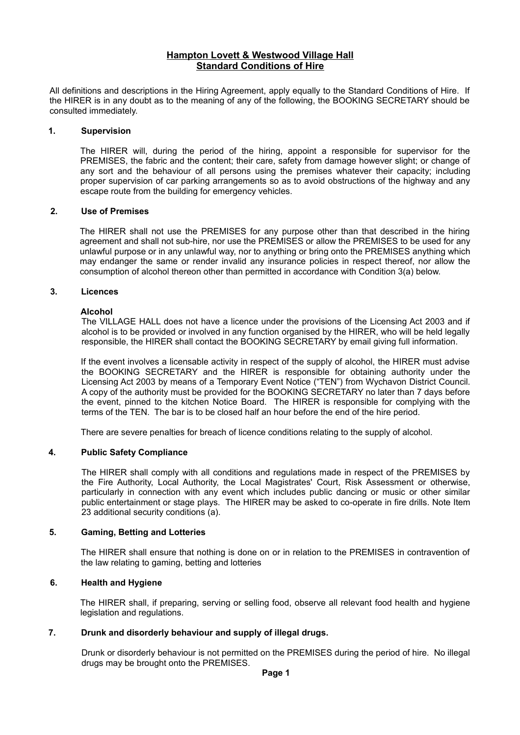# Hampton Lovett & Westwood Village Hall
## Standard Conditions of Hire

All definitions and descriptions in the Hiring Agreement, apply equally to the Standard Conditions of Hire. If the HIRER is in any doubt as to the meaning of any of the following, the BOOKING SECRETARY should be consulted immediately.

### 1. Supervision

The HIRER will, during the period of the hiring, appoint a responsible for supervisor for the PREMISES, the fabric and the content; their care, safety from damage however slight; or change of any sort and the behaviour of all persons using the premises whatever their capacity; including proper supervision of car parking arrangements so as to avoid obstructions of the highway and any escape route from the building for emergency vehicles.

### 2. Use of Premises

The HIRER shall not use the PREMISES for any purpose other than that described in the hiring agreement and shall not sub-hire, nor use the PREMISES or allow the PREMISES to be used for any unlawful purpose or in any unlawful way, nor to anything or bring onto the PREMISES anything which may endanger the same or render invalid any insurance policies in respect thereof, nor allow the consumption of alcohol thereon other than permitted in accordance with Condition 3(a) below.

### 3. Licences

**Alcohol**

The VILLAGE HALL does not have a licence under the provisions of the Licensing Act 2003 and if alcohol is to be provided or involved in any function organised by the HIRER, who will be held legally responsible, the HIRER shall contact the BOOKING SECRETARY by email giving full information.

If the event involves a licensable activity in respect of the supply of alcohol, the HIRER must advise the BOOKING SECRETARY and the HIRER is responsible for obtaining authority under the Licensing Act 2003 by means of a Temporary Event Notice ("TEN") from Wychavon District Council. A copy of the authority must be provided for the BOOKING SECRETARY no later than 7 days before the event, pinned to the kitchen Notice Board. The HIRER is responsible for complying with the terms of the TEN. The bar is to be closed half an hour before the end of the hire period.

There are severe penalties for breach of licence conditions relating to the supply of alcohol.

### 4. Public Safety Compliance

The HIRER shall comply with all conditions and regulations made in respect of the PREMISES by the Fire Authority, Local Authority, the Local Magistrates' Court, Risk Assessment or otherwise, particularly in connection with any event which includes public dancing or music or other similar public entertainment or stage plays. The HIRER may be asked to co-operate in fire drills. Note Item 23 additional security conditions (a).

### 5. Gaming, Betting and Lotteries

The HIRER shall ensure that nothing is done on or in relation to the PREMISES in contravention of the law relating to gaming, betting and lotteries

### 6. Health and Hygiene

The HIRER shall, if preparing, serving or selling food, observe all relevant food health and hygiene legislation and regulations.

### 7. Drunk and disorderly behaviour and supply of illegal drugs.

Drunk or disorderly behaviour is not permitted on the PREMISES during the period of hire. No illegal drugs may be brought onto the PREMISES.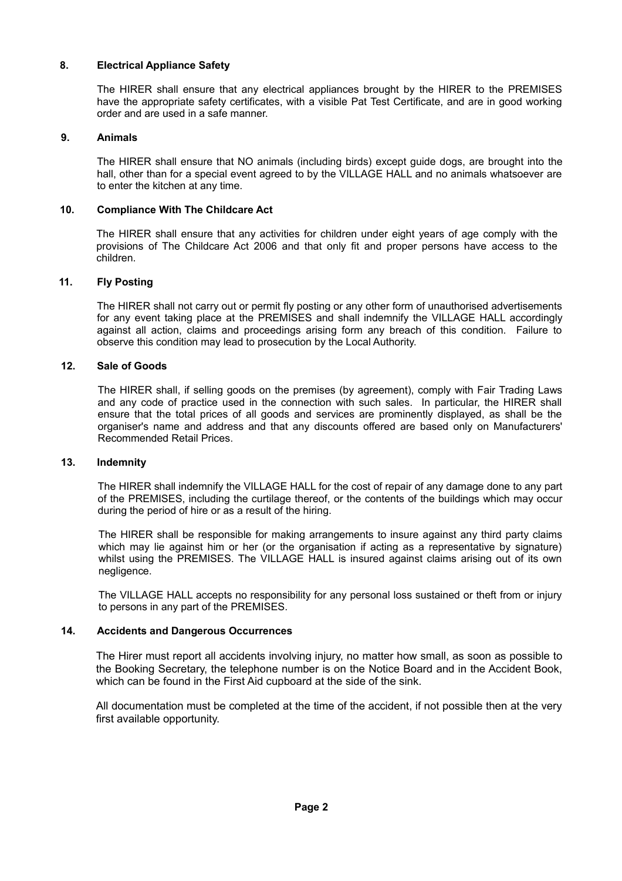## 8. Electrical Appliance Safety

The HIRER shall ensure that any electrical appliances brought by the HIRER to the PREMISES have the appropriate safety certificates, with a visible Pat Test Certificate, and are in good working order and are used in a safe manner.

## 9. Animals

The HIRER shall ensure that NO animals (including birds) except guide dogs, are brought into the hall, other than for a special event agreed to by the VILLAGE HALL and no animals whatsoever are to enter the kitchen at any time.

## 10. Compliance With The Childcare Act

The HIRER shall ensure that any activities for children under eight years of age comply with the provisions of The Childcare Act 2006 and that only fit and proper persons have access to the children.

## 11. Fly Posting

The HIRER shall not carry out or permit fly posting or any other form of unauthorised advertisements for any event taking place at the PREMISES and shall indemnify the VILLAGE HALL accordingly against all action, claims and proceedings arising form any breach of this condition. Failure to observe this condition may lead to prosecution by the Local Authority.

## 12. Sale of Goods

The HIRER shall, if selling goods on the premises (by agreement), comply with Fair Trading Laws and any code of practice used in the connection with such sales. In particular, the HIRER shall ensure that the total prices of all goods and services are prominently displayed, as shall be the organiser's name and address and that any discounts offered are based only on Manufacturers' Recommended Retail Prices.

## 13. Indemnity

The HIRER shall indemnify the VILLAGE HALL for the cost of repair of any damage done to any part of the PREMISES, including the curtilage thereof, or the contents of the buildings which may occur during the period of hire or as a result of the hiring.

The HIRER shall be responsible for making arrangements to insure against any third party claims which may lie against him or her (or the organisation if acting as a representative by signature) whilst using the PREMISES. The VILLAGE HALL is insured against claims arising out of its own negligence.

The VILLAGE HALL accepts no responsibility for any personal loss sustained or theft from or injury to persons in any part of the PREMISES.

## 14. Accidents and Dangerous Occurrences

The Hirer must report all accidents involving injury, no matter how small, as soon as possible to the Booking Secretary, the telephone number is on the Notice Board and in the Accident Book, which can be found in the First Aid cupboard at the side of the sink.

All documentation must be completed at the time of the accident, if not possible then at the very first available opportunity.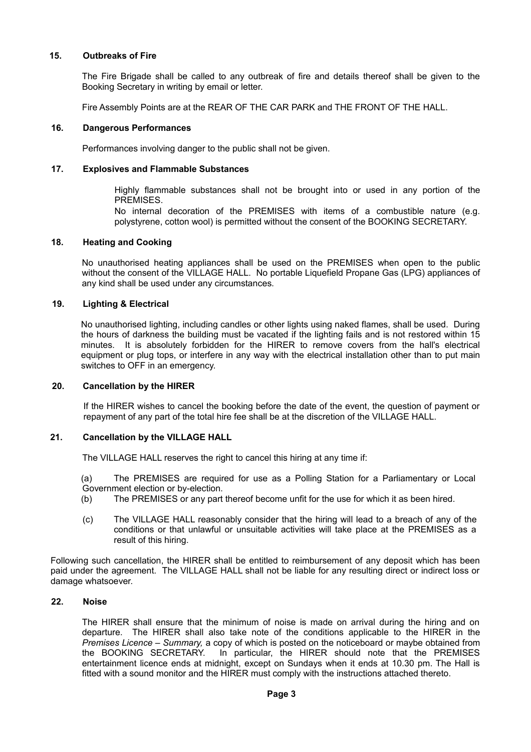## 15. Outbreaks of Fire

The Fire Brigade shall be called to any outbreak of fire and details thereof shall be given to the Booking Secretary in writing by email or letter.

Fire Assembly Points are at the REAR OF THE CAR PARK and THE FRONT OF THE HALL.

## 16. Dangerous Performances

Performances involving danger to the public shall not be given.

## 17. Explosives and Flammable Substances

Highly flammable substances shall not be brought into or used in any portion of the PREMISES.
No internal decoration of the PREMISES with items of a combustible nature (e.g. polystyrene, cotton wool) is permitted without the consent of the BOOKING SECRETARY.

## 18. Heating and Cooking

No unauthorised heating appliances shall be used on the PREMISES when open to the public without the consent of the VILLAGE HALL. No portable Liquefield Propane Gas (LPG) appliances of any kind shall be used under any circumstances.

## 19. Lighting & Electrical

No unauthorised lighting, including candles or other lights using naked flames, shall be used. During the hours of darkness the building must be vacated if the lighting fails and is not restored within 15 minutes. It is absolutely forbidden for the HIRER to remove covers from the hall's electrical equipment or plug tops, or interfere in any way with the electrical installation other than to put main switches to OFF in an emergency.

## 20. Cancellation by the HIRER

If the HIRER wishes to cancel the booking before the date of the event, the question of payment or repayment of any part of the total hire fee shall be at the discretion of the VILLAGE HALL.

## 21. Cancellation by the VILLAGE HALL

The VILLAGE HALL reserves the right to cancel this hiring at any time if:

(a) The PREMISES are required for use as a Polling Station for a Parliamentary or Local Government election or by-election.

(b) The PREMISES or any part thereof become unfit for the use for which it as been hired.

(c) The VILLAGE HALL reasonably consider that the hiring will lead to a breach of any of the conditions or that unlawful or unsuitable activities will take place at the PREMISES as a result of this hiring.

Following such cancellation, the HIRER shall be entitled to reimbursement of any deposit which has been paid under the agreement. The VILLAGE HALL shall not be liable for any resulting direct or indirect loss or damage whatsoever.

## 22. Noise

The HIRER shall ensure that the minimum of noise is made on arrival during the hiring and on departure. The HIRER shall also take note of the conditions applicable to the HIRER in the *Premises Licence – Summary,* a copy of which is posted on the noticeboard or maybe obtained from the BOOKING SECRETARY. In particular, the HIRER should note that the PREMISES entertainment licence ends at midnight, except on Sundays when it ends at 10.30 pm. The Hall is fitted with a sound monitor and the HIRER must comply with the instructions attached thereto.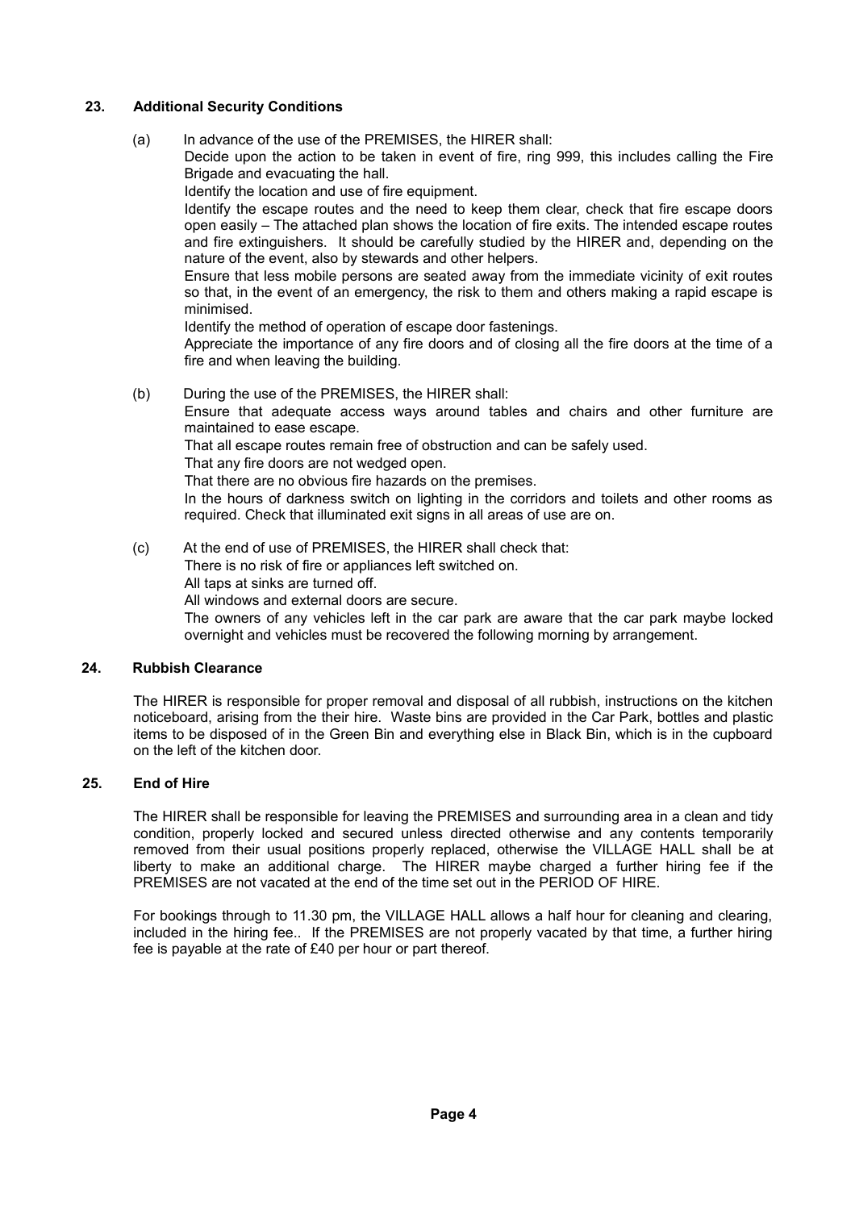## 23. Additional Security Conditions

(a) In advance of the use of the PREMISES, the HIRER shall:

Decide upon the action to be taken in event of fire, ring 999, this includes calling the Fire Brigade and evacuating the hall.

Identify the location and use of fire equipment.

Identify the escape routes and the need to keep them clear, check that fire escape doors open easily – The attached plan shows the location of fire exits. The intended escape routes and fire extinguishers. It should be carefully studied by the HIRER and, depending on the nature of the event, also by stewards and other helpers.

Ensure that less mobile persons are seated away from the immediate vicinity of exit routes so that, in the event of an emergency, the risk to them and others making a rapid escape is minimised.

Identify the method of operation of escape door fastenings.

Appreciate the importance of any fire doors and of closing all the fire doors at the time of a fire and when leaving the building.

(b) During the use of the PREMISES, the HIRER shall:

Ensure that adequate access ways around tables and chairs and other furniture are maintained to ease escape.

That all escape routes remain free of obstruction and can be safely used.

That any fire doors are not wedged open.

That there are no obvious fire hazards on the premises.

In the hours of darkness switch on lighting in the corridors and toilets and other rooms as required. Check that illuminated exit signs in all areas of use are on.

(c) At the end of use of PREMISES, the HIRER shall check that:

There is no risk of fire or appliances left switched on.

All taps at sinks are turned off.

All windows and external doors are secure.

The owners of any vehicles left in the car park are aware that the car park maybe locked overnight and vehicles must be recovered the following morning by arrangement.

## 24. Rubbish Clearance

The HIRER is responsible for proper removal and disposal of all rubbish, instructions on the kitchen noticeboard, arising from the their hire. Waste bins are provided in the Car Park, bottles and plastic items to be disposed of in the Green Bin and everything else in Black Bin, which is in the cupboard on the left of the kitchen door.

## 25. End of Hire

The HIRER shall be responsible for leaving the PREMISES and surrounding area in a clean and tidy condition, properly locked and secured unless directed otherwise and any contents temporarily removed from their usual positions properly replaced, otherwise the VILLAGE HALL shall be at liberty to make an additional charge. The HIRER maybe charged a further hiring fee if the PREMISES are not vacated at the end of the time set out in the PERIOD OF HIRE.

For bookings through to 11.30 pm, the VILLAGE HALL allows a half hour for cleaning and clearing, included in the hiring fee.. If the PREMISES are not properly vacated by that time, a further hiring fee is payable at the rate of £40 per hour or part thereof.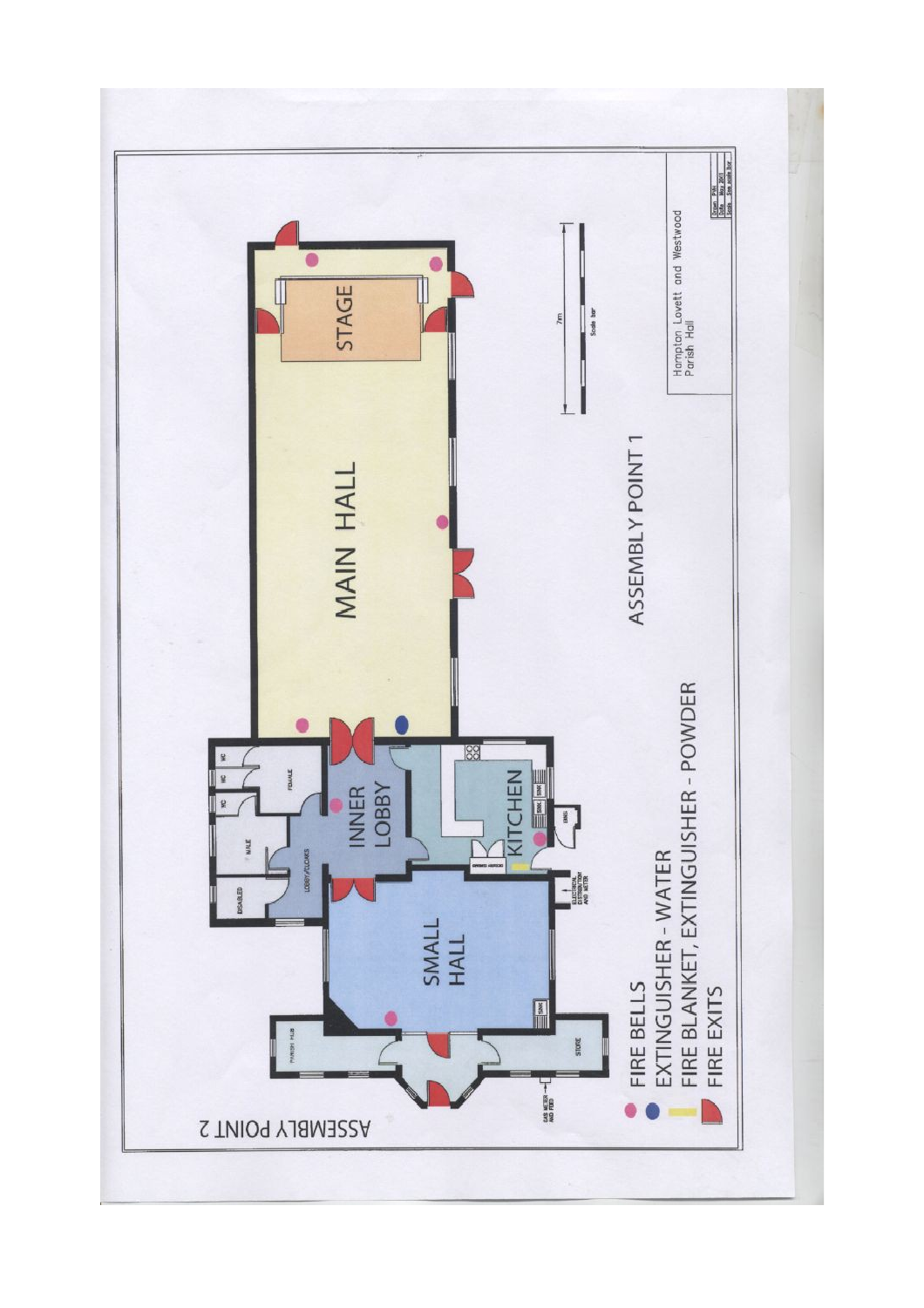MAIN HALL

STAGE

INNER LOBBY

KITCHEN

SMALL HALL

ASSEMBLY POINT 1

ASSEMBLY POINT 2

FIRE BELLS

EXTINGUISHER - WATER

FIRE BLANKET, EXTINGUISHER - POWDER

FIRE EXITS

7m

Scale bar

Hampton Lovett and Westwood Parish Hall

FEMALE

MALE

DISABLED

LOBBY/CLOAKS

WC

STORE

PARISH HUB

GAS METER AND FEED

ELECTRICAL DISTRIBUTION AND METER

SINK